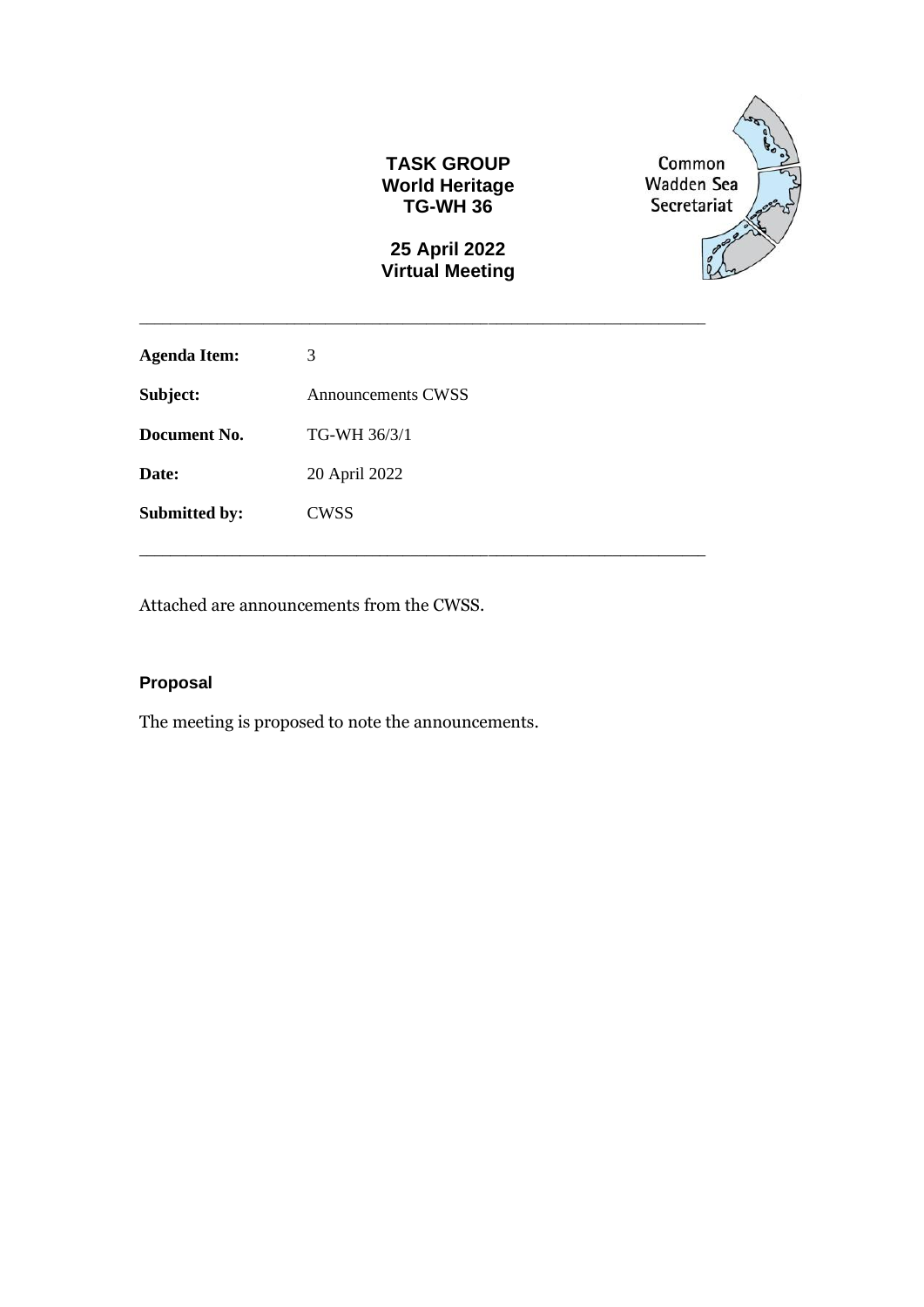**TASK GROUP**
**World Heritage**
**TG-WH 36**

**25 April 2022**
**Virtual Meeting**

Common Wadden Sea Secretariat

---

| | |
|---|---|
| **Agenda Item:** | 3 |
| **Subject:** | Announcements CWSS |
| **Document No.** | TG-WH 36/3/1 |
| **Date:** | 20 April 2022 |
| **Submitted by:** | CWSS |

---

Attached are announcements from the CWSS.

### Proposal

The meeting is proposed to note the announcements.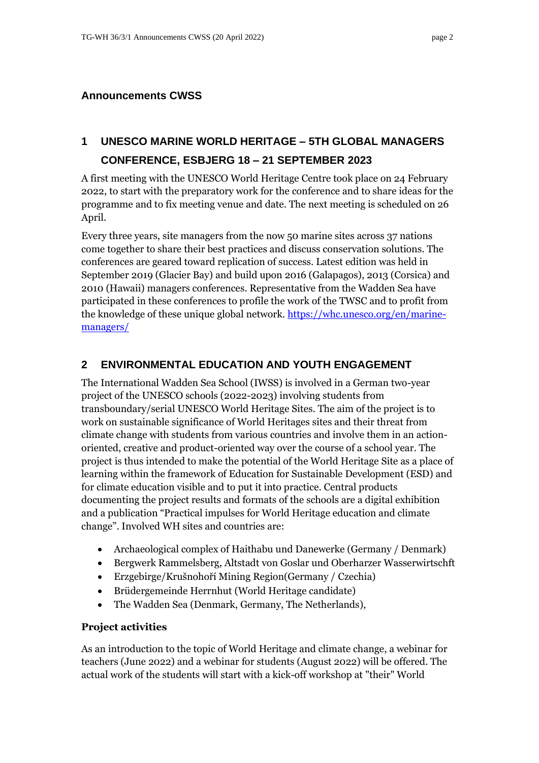## Announcements CWSS

## 1 UNESCO MARINE WORLD HERITAGE – 5TH GLOBAL MANAGERS CONFERENCE, ESBJERG 18 – 21 SEPTEMBER 2023

A first meeting with the UNESCO World Heritage Centre took place on 24 February 2022, to start with the preparatory work for the conference and to share ideas for the programme and to fix meeting venue and date. The next meeting is scheduled on 26 April.

Every three years, site managers from the now 50 marine sites across 37 nations come together to share their best practices and discuss conservation solutions. The conferences are geared toward replication of success. Latest edition was held in September 2019 (Glacier Bay) and build upon 2016 (Galapagos), 2013 (Corsica) and 2010 (Hawaii) managers conferences. Representative from the Wadden Sea have participated in these conferences to profile the work of the TWSC and to profit from the knowledge of these unique global network. https://whc.unesco.org/en/marine-managers/

## 2 ENVIRONMENTAL EDUCATION AND YOUTH ENGAGEMENT

The International Wadden Sea School (IWSS) is involved in a German two-year project of the UNESCO schools (2022-2023) involving students from transboundary/serial UNESCO World Heritage Sites. The aim of the project is to work on sustainable significance of World Heritages sites and their threat from climate change with students from various countries and involve them in an action-oriented, creative and product-oriented way over the course of a school year. The project is thus intended to make the potential of the World Heritage Site as a place of learning within the framework of Education for Sustainable Development (ESD) and for climate education visible and to put it into practice. Central products documenting the project results and formats of the schools are a digital exhibition and a publication "Practical impulses for World Heritage education and climate change". Involved WH sites and countries are:

- Archaeological complex of Haithabu und Danewerke (Germany / Denmark)
- Bergwerk Rammelsberg, Altstadt von Goslar und Oberharzer Wasserwirtschft
- Erzgebirge/Krušnohoří Mining Region(Germany / Czechia)
- Brüdergemeinde Herrnhut (World Heritage candidate)
- The Wadden Sea (Denmark, Germany, The Netherlands),

**Project activities**

As an introduction to the topic of World Heritage and climate change, a webinar for teachers (June 2022) and a webinar for students (August 2022) will be offered. The actual work of the students will start with a kick-off workshop at "their" World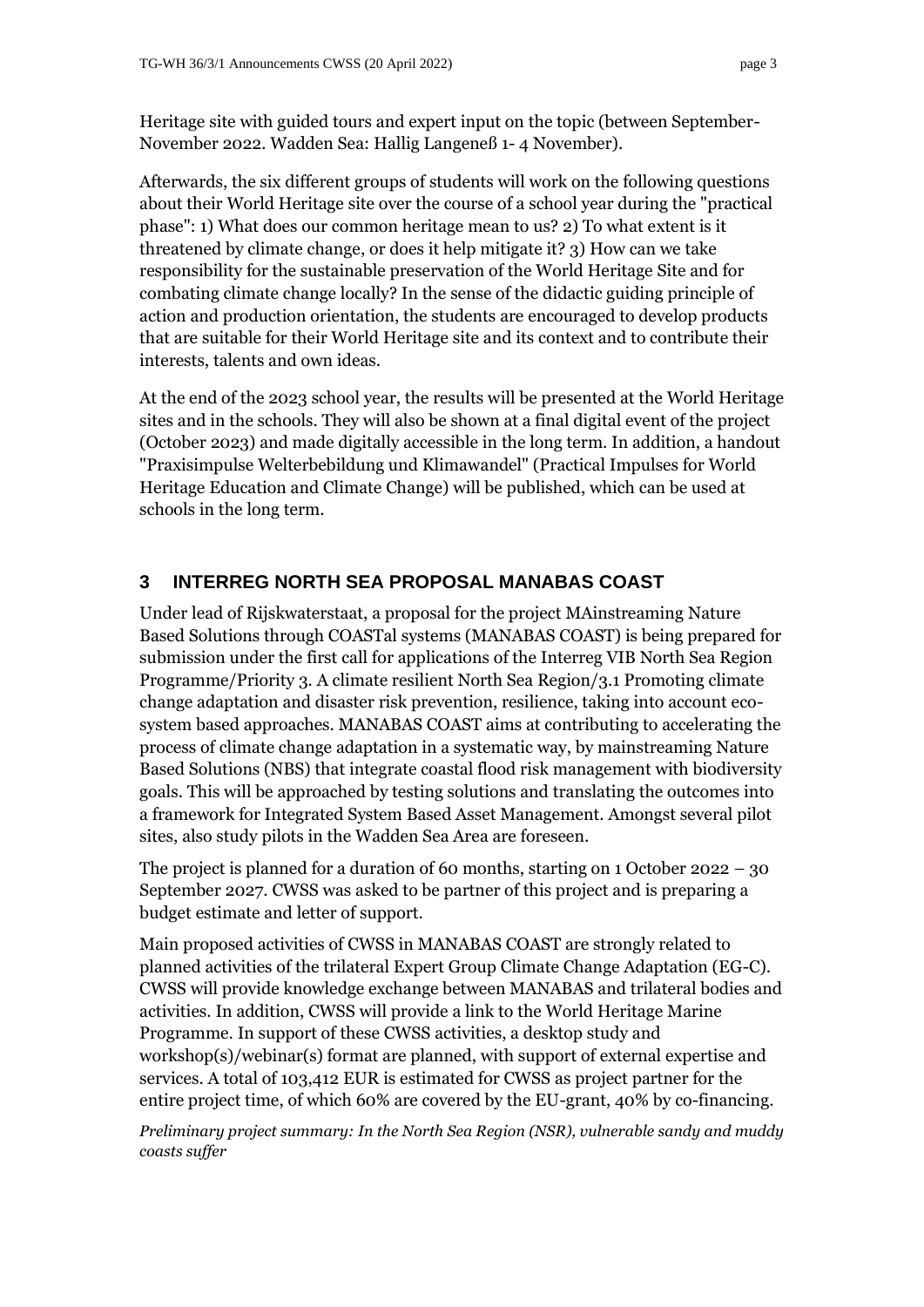Heritage site with guided tours and expert input on the topic (between September-November 2022. Wadden Sea: Hallig Langeneß 1- 4 November).

Afterwards, the six different groups of students will work on the following questions about their World Heritage site over the course of a school year during the "practical phase": 1) What does our common heritage mean to us? 2) To what extent is it threatened by climate change, or does it help mitigate it? 3) How can we take responsibility for the sustainable preservation of the World Heritage Site and for combating climate change locally? In the sense of the didactic guiding principle of action and production orientation, the students are encouraged to develop products that are suitable for their World Heritage site and its context and to contribute their interests, talents and own ideas.

At the end of the 2023 school year, the results will be presented at the World Heritage sites and in the schools. They will also be shown at a final digital event of the project (October 2023) and made digitally accessible in the long term. In addition, a handout "Praxisimpulse Welterbebildung und Klimawandel" (Practical Impulses for World Heritage Education and Climate Change) will be published, which can be used at schools in the long term.

## 3 INTERREG NORTH SEA PROPOSAL MANABAS COAST

Under lead of Rijskwaterstaat, a proposal for the project MAinstreaming Nature Based Solutions through COASTal systems (MANABAS COAST) is being prepared for submission under the first call for applications of the Interreg VIB North Sea Region Programme/Priority 3. A climate resilient North Sea Region/3.1 Promoting climate change adaptation and disaster risk prevention, resilience, taking into account eco-system based approaches. MANABAS COAST aims at contributing to accelerating the process of climate change adaptation in a systematic way, by mainstreaming Nature Based Solutions (NBS) that integrate coastal flood risk management with biodiversity goals. This will be approached by testing solutions and translating the outcomes into a framework for Integrated System Based Asset Management. Amongst several pilot sites, also study pilots in the Wadden Sea Area are foreseen.

The project is planned for a duration of 60 months, starting on 1 October 2022 – 30 September 2027. CWSS was asked to be partner of this project and is preparing a budget estimate and letter of support.

Main proposed activities of CWSS in MANABAS COAST are strongly related to planned activities of the trilateral Expert Group Climate Change Adaptation (EG-C). CWSS will provide knowledge exchange between MANABAS and trilateral bodies and activities. In addition, CWSS will provide a link to the World Heritage Marine Programme. In support of these CWSS activities, a desktop study and workshop(s)/webinar(s) format are planned, with support of external expertise and services. A total of 103,412 EUR is estimated for CWSS as project partner for the entire project time, of which 60% are covered by the EU-grant, 40% by co-financing.

*Preliminary project summary: In the North Sea Region (NSR), vulnerable sandy and muddy coasts suffer*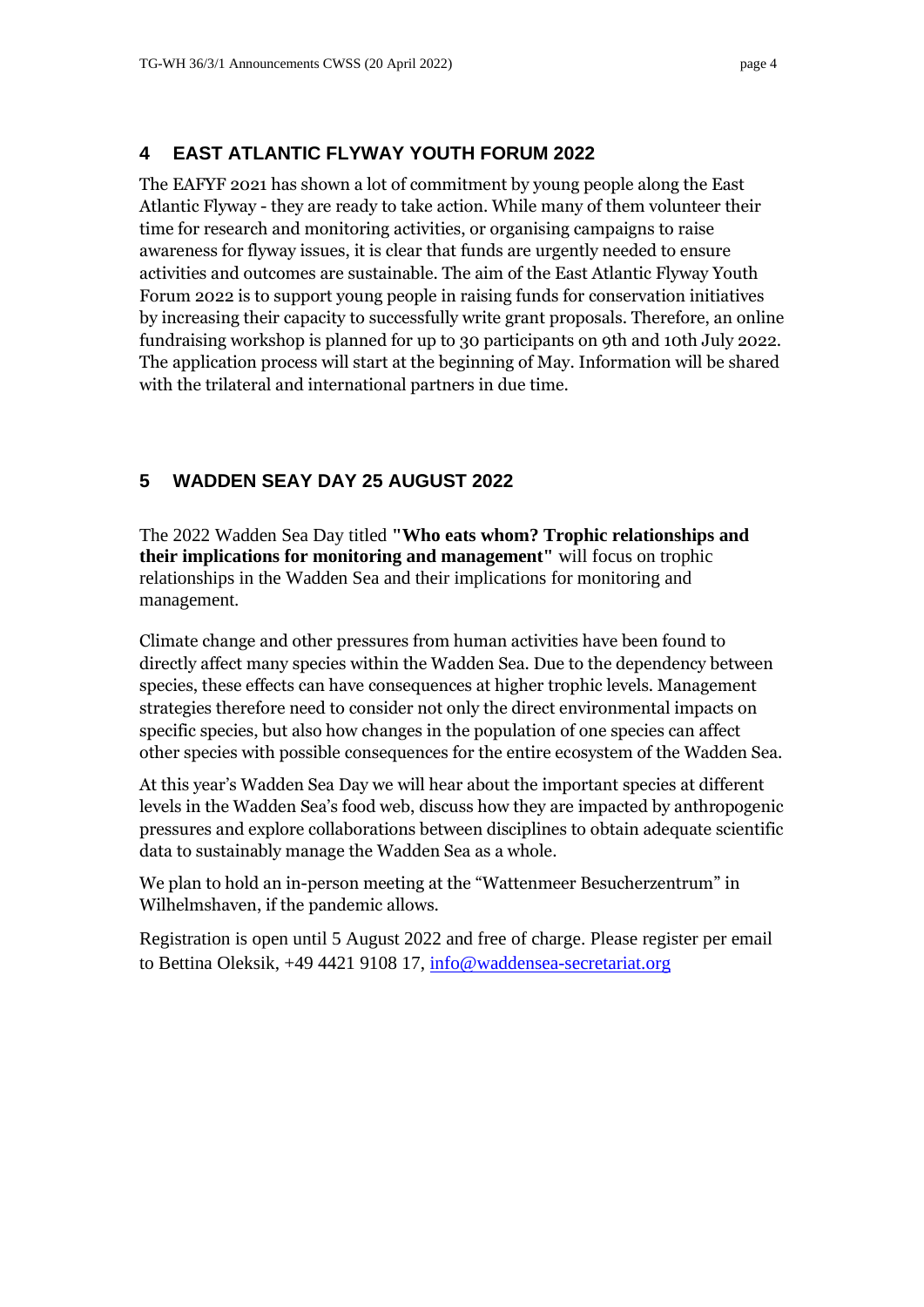## 4 EAST ATLANTIC FLYWAY YOUTH FORUM 2022

The EAFYF 2021 has shown a lot of commitment by young people along the East Atlantic Flyway - they are ready to take action. While many of them volunteer their time for research and monitoring activities, or organising campaigns to raise awareness for flyway issues, it is clear that funds are urgently needed to ensure activities and outcomes are sustainable. The aim of the East Atlantic Flyway Youth Forum 2022 is to support young people in raising funds for conservation initiatives by increasing their capacity to successfully write grant proposals. Therefore, an online fundraising workshop is planned for up to 30 participants on 9th and 10th July 2022. The application process will start at the beginning of May. Information will be shared with the trilateral and international partners in due time.

## 5 WADDEN SEAY DAY 25 AUGUST 2022

The 2022 Wadden Sea Day titled **"Who eats whom? Trophic relationships and their implications for monitoring and management"** will focus on trophic relationships in the Wadden Sea and their implications for monitoring and management.

Climate change and other pressures from human activities have been found to directly affect many species within the Wadden Sea. Due to the dependency between species, these effects can have consequences at higher trophic levels. Management strategies therefore need to consider not only the direct environmental impacts on specific species, but also how changes in the population of one species can affect other species with possible consequences for the entire ecosystem of the Wadden Sea.

At this year's Wadden Sea Day we will hear about the important species at different levels in the Wadden Sea's food web, discuss how they are impacted by anthropogenic pressures and explore collaborations between disciplines to obtain adequate scientific data to sustainably manage the Wadden Sea as a whole.

We plan to hold an in-person meeting at the "Wattenmeer Besucherzentrum" in Wilhelmshaven, if the pandemic allows.

Registration is open until 5 August 2022 and free of charge. Please register per email to Bettina Oleksik, +49 4421 9108 17, info@waddensea-secretariat.org